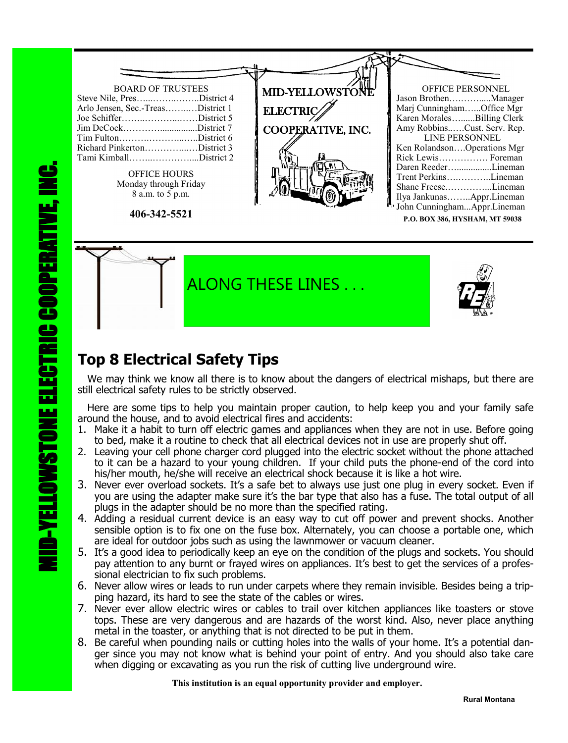MID-YELLOWSTONE ELECTRIC COOPERATIVE, INC.

BOARD OF TRUSTEES

Steve Nile, Pres…..……...…...District 4
Arlo Jensen, Sec.-Treas……..…District 1
Joe Schiffer……..………...……District 5
Jim DeCock…………...............District 7
Tim Fulton……….………...…..District 6
Richard Pinkerton…………...…District 3
Tami Kimball……..…………....District 2

OFFICE HOURS
Monday through Friday
8 a.m. to 5 p.m.

**406-342-5521**

MID-YELLOWSTONE ELECTRIC COOPERATIVE, INC.

OFFICE PERSONNEL

Jason Brothen……….....Manager
Marj Cunningham…...Office Mgr
Karen Morales…......Billing Clerk
Amy Robbins..….Cust. Serv. Rep.

LINE PERSONNEL

Ken Rolandson….Operations Mgr
Rick Lewis……………. Foreman
Daren Reeder…..............Lineman
Trent Perkins….………..Lineman
Shane Freese.…………...Lineman
Ilya Jankunas……..Appr.Lineman
John Cunningham...Appr.Lineman

**P.O. BOX 386, HYSHAM, MT 59038**

ALONG THESE LINES . . .

## Top 8 Electrical Safety Tips

We may think we know all there is to know about the dangers of electrical mishaps, but there are still electrical safety rules to be strictly observed.

Here are some tips to help you maintain proper caution, to help keep you and your family safe around the house, and to avoid electrical fires and accidents:

1. Make it a habit to turn off electric games and appliances when they are not in use. Before going to bed, make it a routine to check that all electrical devices not in use are properly shut off.
2. Leaving your cell phone charger cord plugged into the electric socket without the phone attached to it can be a hazard to your young children. If your child puts the phone-end of the cord into his/her mouth, he/she will receive an electrical shock because it is like a hot wire.
3. Never ever overload sockets. It's a safe bet to always use just one plug in every socket. Even if you are using the adapter make sure it's the bar type that also has a fuse. The total output of all plugs in the adapter should be no more than the specified rating.
4. Adding a residual current device is an easy way to cut off power and prevent shocks. Another sensible option is to fix one on the fuse box. Alternately, you can choose a portable one, which are ideal for outdoor jobs such as using the lawnmower or vacuum cleaner.
5. It's a good idea to periodically keep an eye on the condition of the plugs and sockets. You should pay attention to any burnt or frayed wires on appliances. It's best to get the services of a professional electrician to fix such problems.
6. Never allow wires or leads to run under carpets where they remain invisible. Besides being a tripping hazard, its hard to see the state of the cables or wires.
7. Never ever allow electric wires or cables to trail over kitchen appliances like toasters or stove tops. These are very dangerous and are hazards of the worst kind. Also, never place anything metal in the toaster, or anything that is not directed to be put in them.
8. Be careful when pounding nails or cutting holes into the walls of your home. It's a potential danger since you may not know what is behind your point of entry. And you should also take care when digging or excavating as you run the risk of cutting live underground wire.

**This institution is an equal opportunity provider and employer.**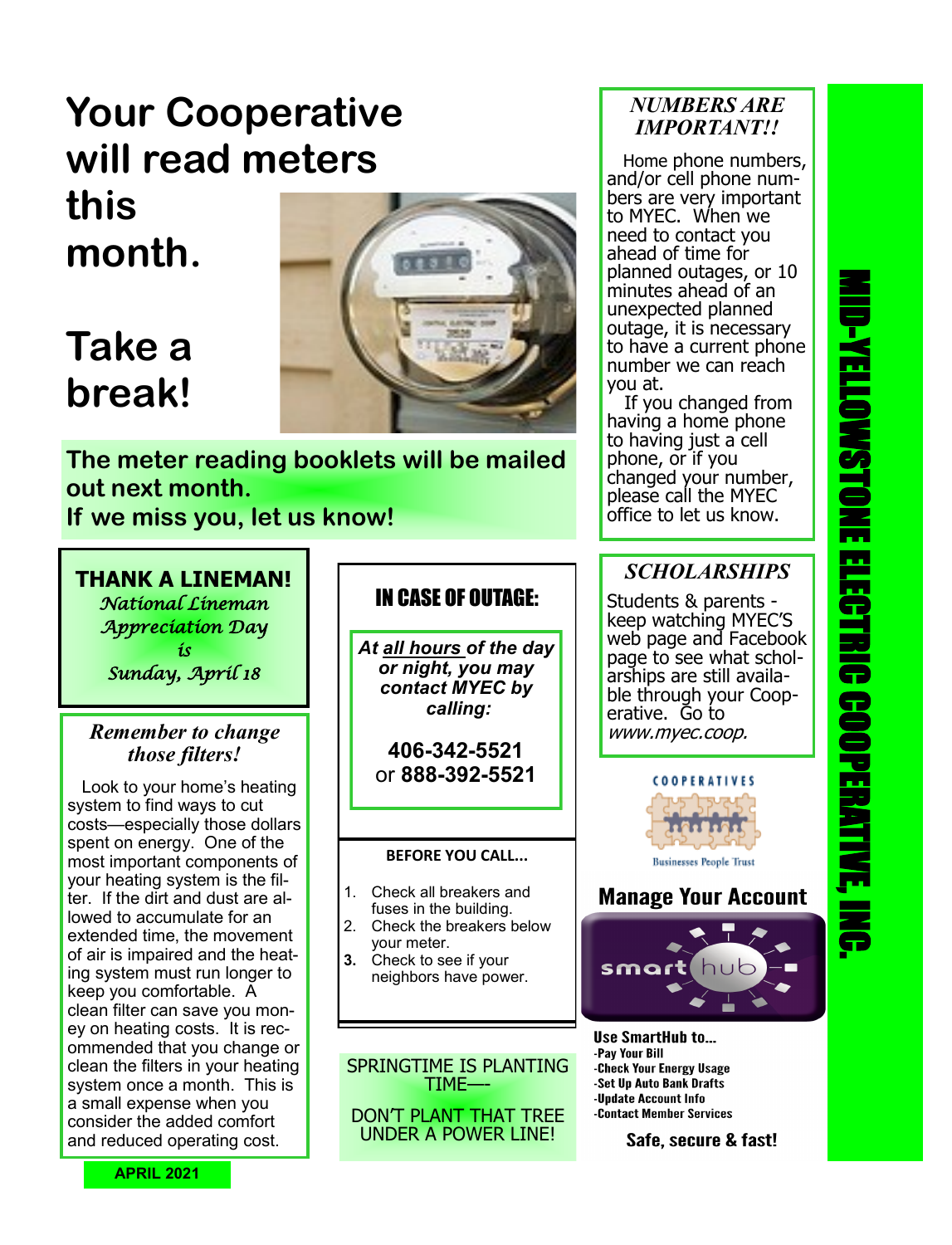# Your Cooperative will read meters this month.

# Take a break!

**The meter reading booklets will be mailed out next month.**
**If we miss you, let us know!**

## THANK A LINEMAN!

*National Lineman Appreciation Day is Sunday, April 18*

### *Remember to change those filters!*

Look to your home's heating system to find ways to cut costs—especially those dollars spent on energy. One of the most important components of your heating system is the filter. If the dirt and dust are allowed to accumulate for an extended time, the movement of air is impaired and the heating system must run longer to keep you comfortable. A clean filter can save you money on heating costs. It is recommended that you change or clean the filters in your heating system once a month. This is a small expense when you consider the added comfort and reduced operating cost.

## IN CASE OF OUTAGE:

***At all hours of the day or night, you may contact MYEC by calling:***

**406-342-5521**
or **888-392-5521**

**BEFORE YOU CALL...**

1. Check all breakers and fuses in the building.
2. Check the breakers below your meter.
3. Check to see if your neighbors have power.

SPRINGTIME IS PLANTING TIME—-

DON'T PLANT THAT TREE UNDER A POWER LINE!

### *NUMBERS ARE IMPORTANT!!*

Home phone numbers, and/or cell phone numbers are very important to MYEC. When we need to contact you ahead of time for planned outages, or 10 minutes ahead of an unexpected planned outage, it is necessary to have a current phone number we can reach you at.

If you changed from having a home phone to having just a cell phone, or if you changed your number, please call the MYEC office to let us know.

### *SCHOLARSHIPS*

Students & parents - keep watching MYEC'S web page and Facebook page to see what scholarships are still available through your Cooperative. Go to *www.myec.coop.*

COOPERATIVES
Businesses People Trust

## Manage Your Account

smarthub

**Use SmartHub to...**
- Pay Your Bill
- Check Your Energy Usage
- Set Up Auto Bank Drafts
- Update Account Info
- Contact Member Services

**Safe, secure & fast!**

MID-YELLOWSTONE ELECTRIC COOPERATIVE, INC.

**APRIL 2021**